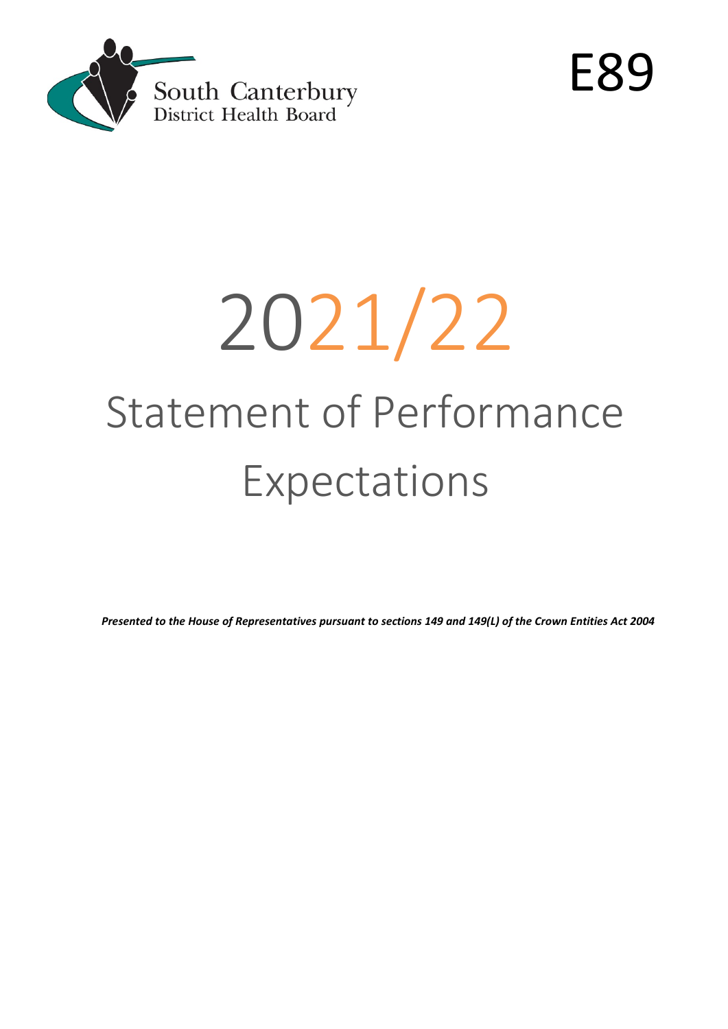South Canterbury District Health Board

E89

# 2021/22

# Statement of Performance Expectations

***Presented to the House of Representatives pursuant to sections 149 and 149(L) of the Crown Entities Act 2004***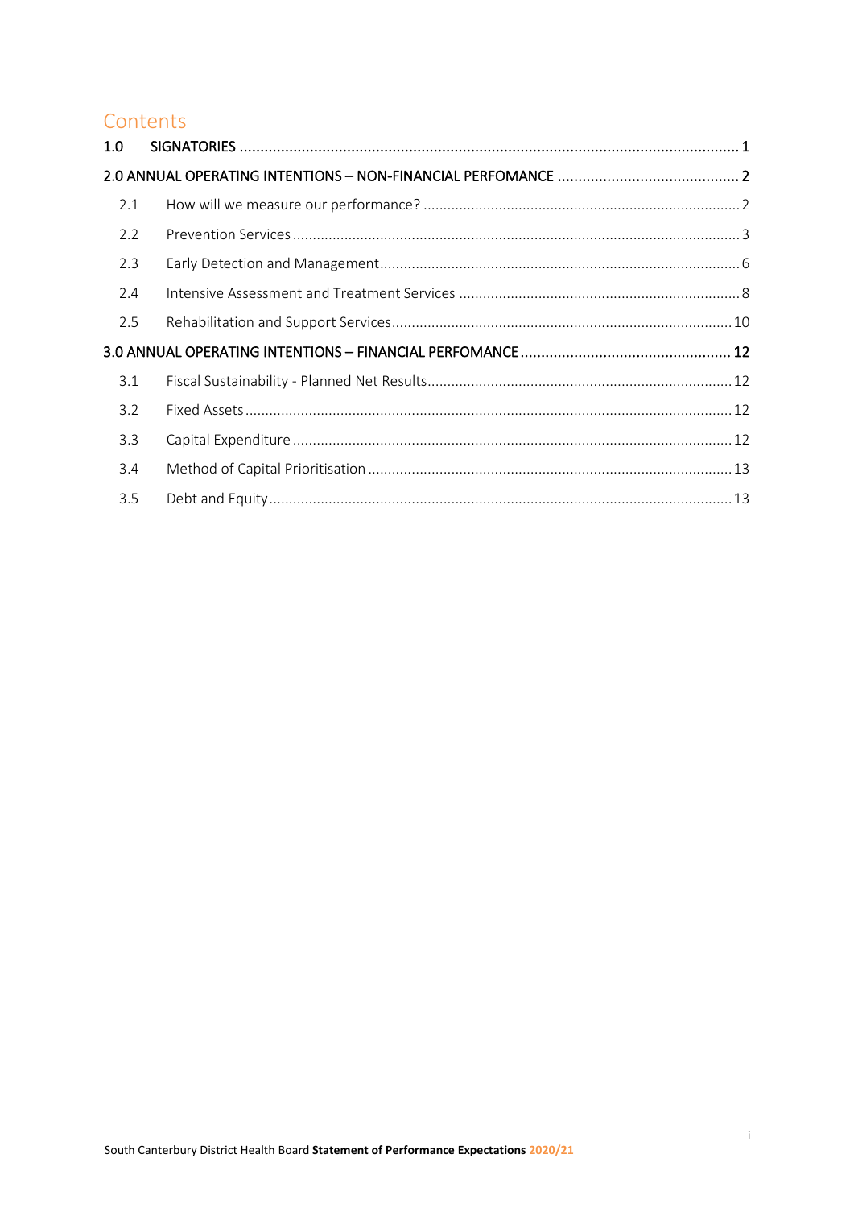# Contents

1.0 SIGNATORIES ........ 1

2.0 ANNUAL OPERATING INTENTIONS – NON-FINANCIAL PERFOMANCE ........ 2

- 2.1 How will we measure our performance? ........ 2
- 2.2 Prevention Services ........ 3
- 2.3 Early Detection and Management ........ 6
- 2.4 Intensive Assessment and Treatment Services ........ 8
- 2.5 Rehabilitation and Support Services ........ 10

3.0 ANNUAL OPERATING INTENTIONS – FINANCIAL PERFOMANCE ........ 12

- 3.1 Fiscal Sustainability - Planned Net Results ........ 12
- 3.2 Fixed Assets ........ 12
- 3.3 Capital Expenditure ........ 12
- 3.4 Method of Capital Prioritisation ........ 13
- 3.5 Debt and Equity ........ 13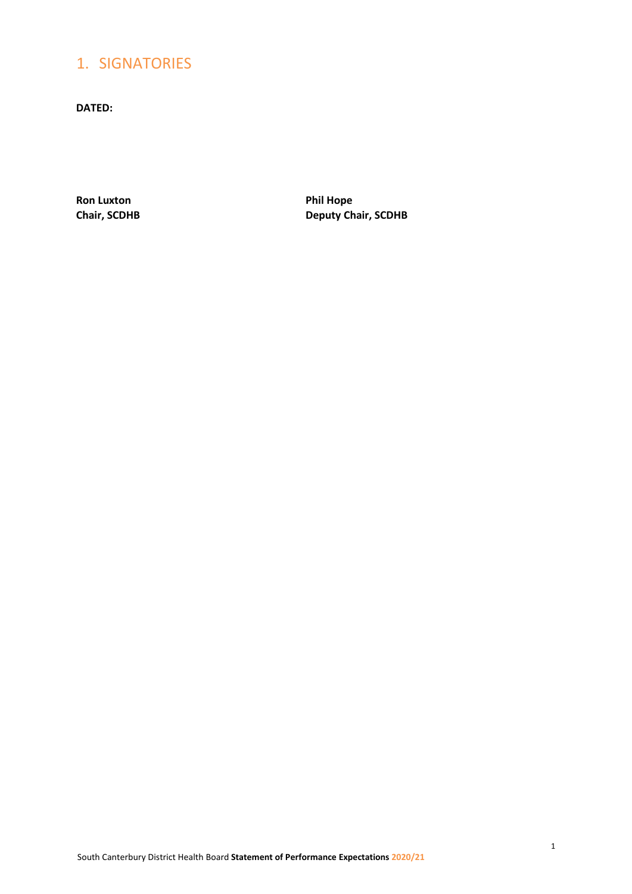# 1. SIGNATORIES

**DATED:**

**Ron Luxton**
**Chair, SCDHB**

**Phil Hope**
**Deputy Chair, SCDHB**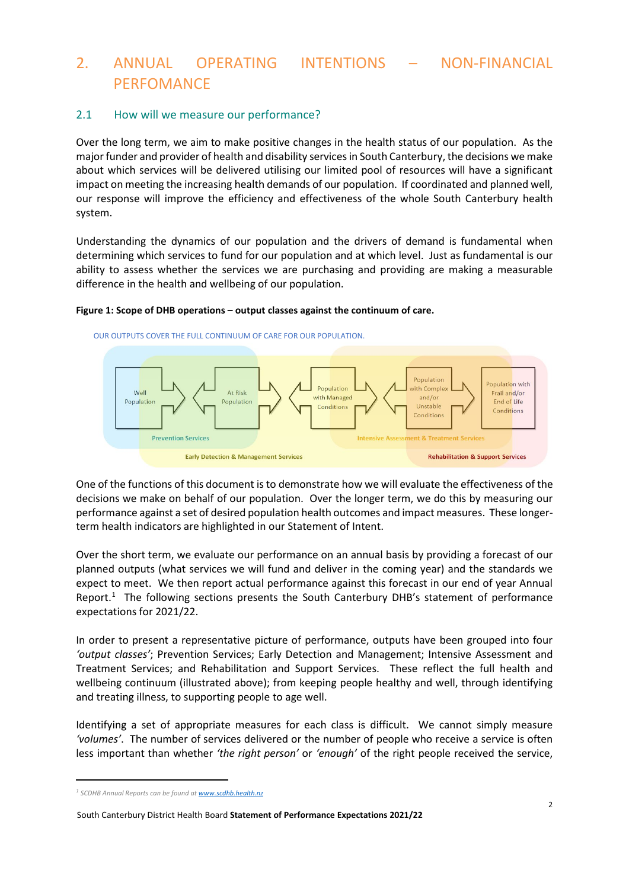# 2. ANNUAL OPERATING INTENTIONS – NON-FINANCIAL PERFOMANCE

## 2.1 How will we measure our performance?

Over the long term, we aim to make positive changes in the health status of our population. As the major funder and provider of health and disability services in South Canterbury, the decisions we make about which services will be delivered utilising our limited pool of resources will have a significant impact on meeting the increasing health demands of our population. If coordinated and planned well, our response will improve the efficiency and effectiveness of the whole South Canterbury health system.

Understanding the dynamics of our population and the drivers of demand is fundamental when determining which services to fund for our population and at which level. Just as fundamental is our ability to assess whether the services we are purchasing and providing are making a measurable difference in the health and wellbeing of our population.

**Figure 1: Scope of DHB operations – output classes against the continuum of care.**

OUR OUTPUTS COVER THE FULL CONTINUUM OF CARE FOR OUR POPULATION.

Well Population → At Risk Population → Population with Managed Conditions → Population with Complex and/or Unstable Conditions → Population with Frail and/or End of Life Conditions

Prevention Services | Early Detection & Management Services | Intensive Assessment & Treatment Services | Rehabilitation & Support Services

One of the functions of this document is to demonstrate how we will evaluate the effectiveness of the decisions we make on behalf of our population. Over the longer term, we do this by measuring our performance against a set of desired population health outcomes and impact measures. These longer-term health indicators are highlighted in our Statement of Intent.

Over the short term, we evaluate our performance on an annual basis by providing a forecast of our planned outputs (what services we will fund and deliver in the coming year) and the standards we expect to meet. We then report actual performance against this forecast in our end of year Annual Report.[1] The following sections presents the South Canterbury DHB's statement of performance expectations for 2021/22.

In order to present a representative picture of performance, outputs have been grouped into four *'output classes'*; Prevention Services; Early Detection and Management; Intensive Assessment and Treatment Services; and Rehabilitation and Support Services. These reflect the full health and wellbeing continuum (illustrated above); from keeping people healthy and well, through identifying and treating illness, to supporting people to age well.

Identifying a set of appropriate measures for each class is difficult. We cannot simply measure *'volumes'*. The number of services delivered or the number of people who receive a service is often less important than whether *'the right person'* or *'enough'* of the right people received the service,

---

[1] *SCDHB Annual Reports can be found at www.scdhb.health.nz*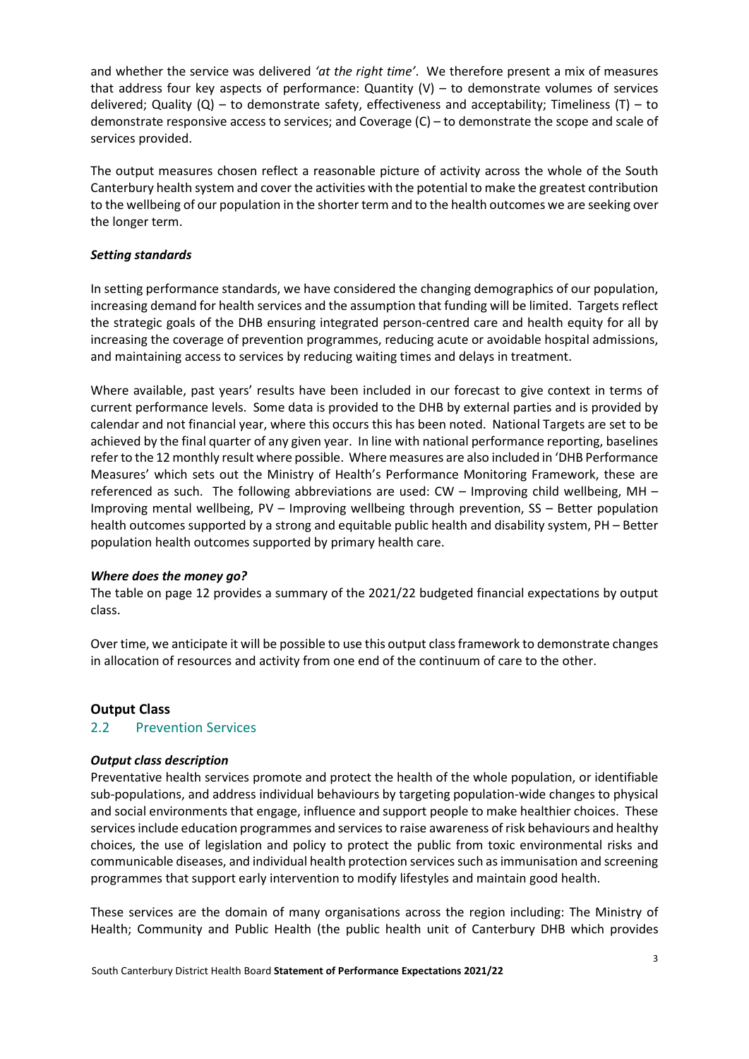and whether the service was delivered *'at the right time'*. We therefore present a mix of measures that address four key aspects of performance: Quantity (V) – to demonstrate volumes of services delivered; Quality (Q) – to demonstrate safety, effectiveness and acceptability; Timeliness (T) – to demonstrate responsive access to services; and Coverage (C) – to demonstrate the scope and scale of services provided.

The output measures chosen reflect a reasonable picture of activity across the whole of the South Canterbury health system and cover the activities with the potential to make the greatest contribution to the wellbeing of our population in the shorter term and to the health outcomes we are seeking over the longer term.

***Setting standards***

In setting performance standards, we have considered the changing demographics of our population, increasing demand for health services and the assumption that funding will be limited. Targets reflect the strategic goals of the DHB ensuring integrated person-centred care and health equity for all by increasing the coverage of prevention programmes, reducing acute or avoidable hospital admissions, and maintaining access to services by reducing waiting times and delays in treatment.

Where available, past years' results have been included in our forecast to give context in terms of current performance levels. Some data is provided to the DHB by external parties and is provided by calendar and not financial year, where this occurs this has been noted. National Targets are set to be achieved by the final quarter of any given year. In line with national performance reporting, baselines refer to the 12 monthly result where possible. Where measures are also included in 'DHB Performance Measures' which sets out the Ministry of Health's Performance Monitoring Framework, these are referenced as such. The following abbreviations are used: CW – Improving child wellbeing, MH – Improving mental wellbeing, PV – Improving wellbeing through prevention, SS – Better population health outcomes supported by a strong and equitable public health and disability system, PH – Better population health outcomes supported by primary health care.

***Where does the money go?***

The table on page 12 provides a summary of the 2021/22 budgeted financial expectations by output class.

Over time, we anticipate it will be possible to use this output class framework to demonstrate changes in allocation of resources and activity from one end of the continuum of care to the other.

**Output Class**

## 2.2 Prevention Services

***Output class description***

Preventative health services promote and protect the health of the whole population, or identifiable sub-populations, and address individual behaviours by targeting population-wide changes to physical and social environments that engage, influence and support people to make healthier choices. These services include education programmes and services to raise awareness of risk behaviours and healthy choices, the use of legislation and policy to protect the public from toxic environmental risks and communicable diseases, and individual health protection services such as immunisation and screening programmes that support early intervention to modify lifestyles and maintain good health.

These services are the domain of many organisations across the region including: The Ministry of Health; Community and Public Health (the public health unit of Canterbury DHB which provides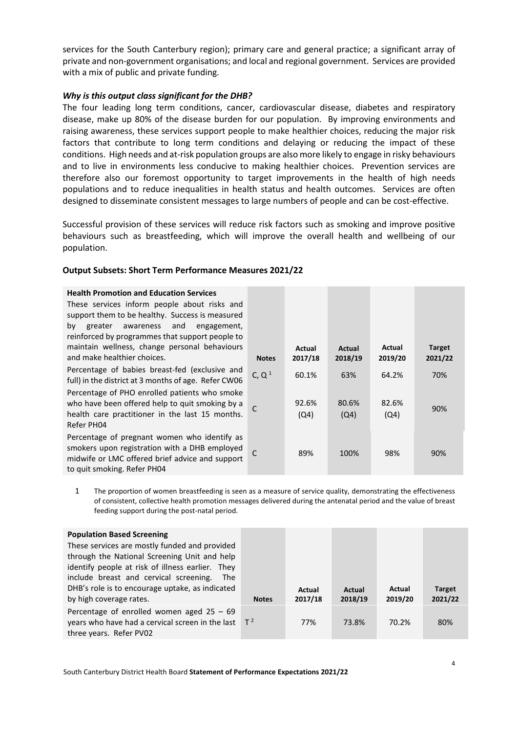services for the South Canterbury region); primary care and general practice; a significant array of private and non-government organisations; and local and regional government. Services are provided with a mix of public and private funding.

### *Why is this output class significant for the DHB?*

The four leading long term conditions, cancer, cardiovascular disease, diabetes and respiratory disease, make up 80% of the disease burden for our population. By improving environments and raising awareness, these services support people to make healthier choices, reducing the major risk factors that contribute to long term conditions and delaying or reducing the impact of these conditions. High needs and at-risk population groups are also more likely to engage in risky behaviours and to live in environments less conducive to making healthier choices. Prevention services are therefore also our foremost opportunity to target improvements in the health of high needs populations and to reduce inequalities in health status and health outcomes. Services are often designed to disseminate consistent messages to large numbers of people and can be cost-effective.

Successful provision of these services will reduce risk factors such as smoking and improve positive behaviours such as breastfeeding, which will improve the overall health and wellbeing of our population.

### Output Subsets: Short Term Performance Measures 2021/22

| **Health Promotion and Education Services**<br>These services inform people about risks and support them to be healthy. Success is measured by greater awareness and engagement, reinforced by programmes that support people to maintain wellness, change personal behaviours and make healthier choices. | **Notes** | **Actual 2017/18** | **Actual 2018/19** | **Actual 2019/20** | **Target 2021/22** |
|---|---|---|---|---|---|
| Percentage of babies breast-fed (exclusive and full) in the district at 3 months of age. Refer CW06 | C, Q [1] | 60.1% | 63% | 64.2% | 70% |
| Percentage of PHO enrolled patients who smoke who have been offered help to quit smoking by a health care practitioner in the last 15 months. Refer PH04 | C | 92.6% (Q4) | 80.6% (Q4) | 82.6% (Q4) | 90% |
| Percentage of pregnant women who identify as smokers upon registration with a DHB employed midwife or LMC offered brief advice and support to quit smoking. Refer PH04 | C | 89% | 100% | 98% | 90% |

1 The proportion of women breastfeeding is seen as a measure of service quality, demonstrating the effectiveness of consistent, collective health promotion messages delivered during the antenatal period and the value of breast feeding support during the post-natal period.

| **Population Based Screening**<br>These services are mostly funded and provided through the National Screening Unit and help identify people at risk of illness earlier. They include breast and cervical screening. The DHB's role is to encourage uptake, as indicated by high coverage rates. | **Notes** | **Actual 2017/18** | **Actual 2018/19** | **Actual 2019/20** | **Target 2021/22** |
|---|---|---|---|---|---|
| Percentage of enrolled women aged 25 – 69 years who have had a cervical screen in the last three years. Refer PV02 | T [2] | 77% | 73.8% | 70.2% | 80% |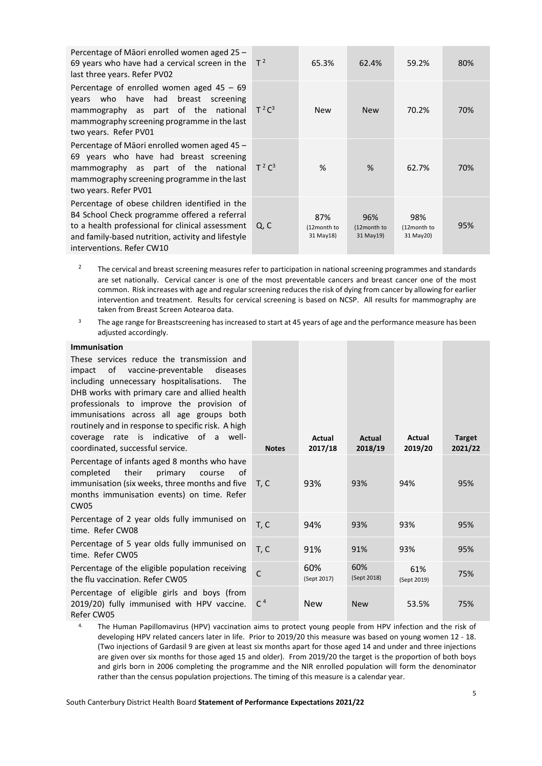| | | | | | |
|---|---|---|---|---|---|
| Percentage of Māori enrolled women aged 25 – 69 years who have had a cervical screen in the last three years. Refer PV02 | T [2] | 65.3% | 62.4% | 59.2% | 80% |
| Percentage of enrolled women aged 45 – 69 years who have had breast screening mammography as part of the national mammography screening programme in the last two years. Refer PV01 | T [2] C [3] | New | New | 70.2% | 70% |
| Percentage of Māori enrolled women aged 45 – 69 years who have had breast screening mammography as part of the national mammography screening programme in the last two years. Refer PV01 | T [2] C [3] | % | % | 62.7% | 70% |
| Percentage of obese children identified in the B4 School Check programme offered a referral to a health professional for clinical assessment and family-based nutrition, activity and lifestyle interventions. Refer CW10 | Q, C | 87% (12month to 31 May18) | 96% (12month to 31 May19) | 98% (12month to 31 May20) | 95% |

[2] The cervical and breast screening measures refer to participation in national screening programmes and standards are set nationally. Cervical cancer is one of the most preventable cancers and breast cancer one of the most common. Risk increases with age and regular screening reduces the risk of dying from cancer by allowing for earlier intervention and treatment. Results for cervical screening is based on NCSP. All results for mammography are taken from Breast Screen Aotearoa data.

[3] The age range for Breastscreening has increased to start at 45 years of age and the performance measure has been adjusted accordingly.

| **Immunisation**<br>These services reduce the transmission and impact of vaccine-preventable diseases including unnecessary hospitalisations. The DHB works with primary care and allied health professionals to improve the provision of immunisations across all age groups both routinely and in response to specific risk. A high coverage rate is indicative of a well-coordinated, successful service. | **Notes** | **Actual 2017/18** | **Actual 2018/19** | **Actual 2019/20** | **Target 2021/22** |
|---|---|---|---|---|---|
| Percentage of infants aged 8 months who have completed their primary course of immunisation (six weeks, three months and five months immunisation events) on time. Refer CW05 | T, C | 93% | 93% | 94% | 95% |
| Percentage of 2 year olds fully immunised on time. Refer CW08 | T, C | 94% | 93% | 93% | 95% |
| Percentage of 5 year olds fully immunised on time. Refer CW05 | T, C | 91% | 91% | 93% | 95% |
| Percentage of the eligible population receiving the flu vaccination. Refer CW05 | C | 60% (Sept 2017) | 60% (Sept 2018) | 61% (Sept 2019) | 75% |
| Percentage of eligible girls and boys (from 2019/20) fully immunised with HPV vaccine. Refer CW05 | C [4] | New | New | 53.5% | 75% |

4. The Human Papillomavirus (HPV) vaccination aims to protect young people from HPV infection and the risk of developing HPV related cancers later in life. Prior to 2019/20 this measure was based on young women 12 - 18. (Two injections of Gardasil 9 are given at least six months apart for those aged 14 and under and three injections are given over six months for those aged 15 and older). From 2019/20 the target is the proportion of both boys and girls born in 2006 completing the programme and the NIR enrolled population will form the denominator rather than the census population projections. The timing of this measure is a calendar year.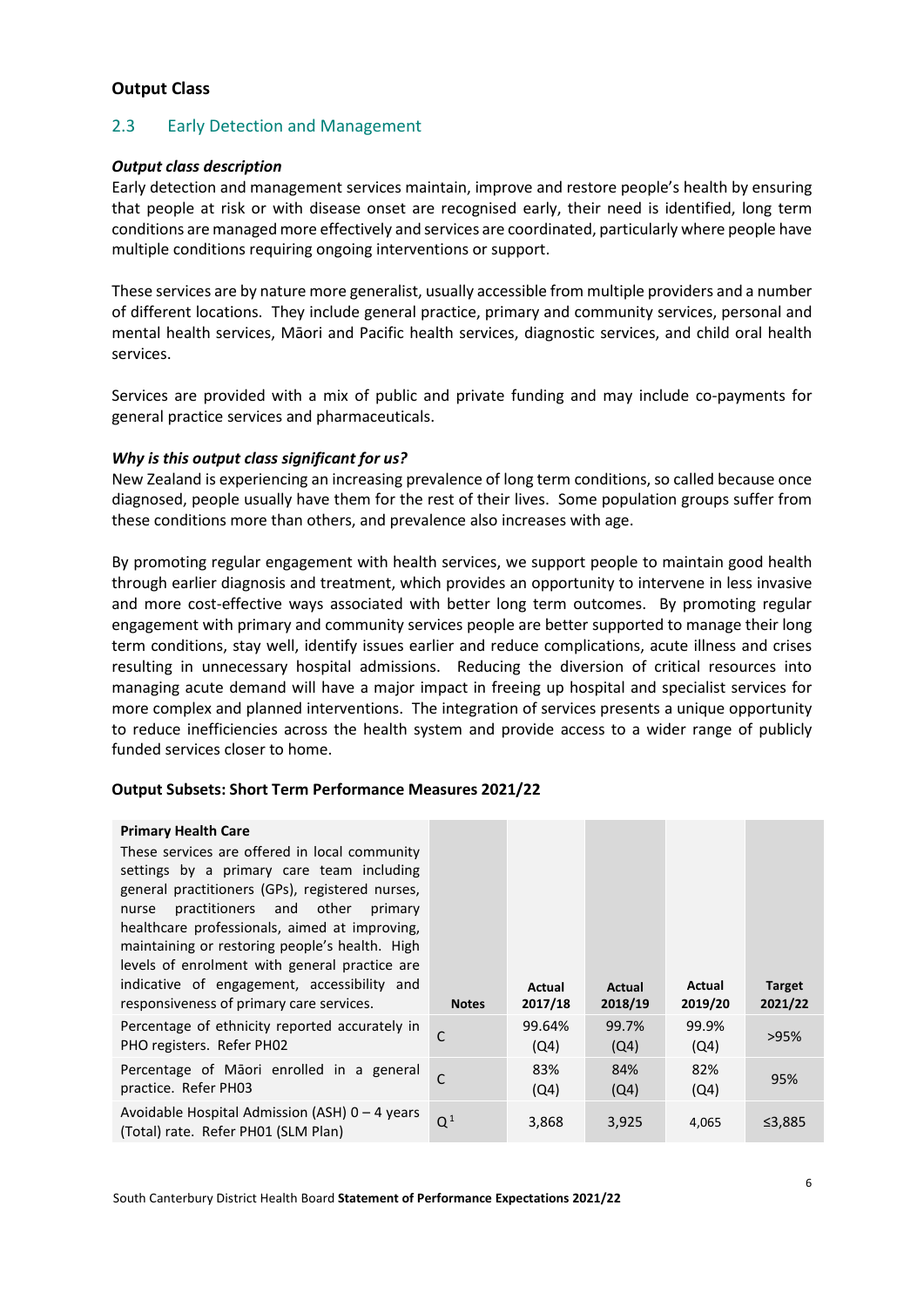## Output Class

### 2.3 Early Detection and Management

#### *Output class description*

Early detection and management services maintain, improve and restore people's health by ensuring that people at risk or with disease onset are recognised early, their need is identified, long term conditions are managed more effectively and services are coordinated, particularly where people have multiple conditions requiring ongoing interventions or support.

These services are by nature more generalist, usually accessible from multiple providers and a number of different locations. They include general practice, primary and community services, personal and mental health services, Māori and Pacific health services, diagnostic services, and child oral health services.

Services are provided with a mix of public and private funding and may include co-payments for general practice services and pharmaceuticals.

#### *Why is this output class significant for us?*

New Zealand is experiencing an increasing prevalence of long term conditions, so called because once diagnosed, people usually have them for the rest of their lives. Some population groups suffer from these conditions more than others, and prevalence also increases with age.

By promoting regular engagement with health services, we support people to maintain good health through earlier diagnosis and treatment, which provides an opportunity to intervene in less invasive and more cost-effective ways associated with better long term outcomes. By promoting regular engagement with primary and community services people are better supported to manage their long term conditions, stay well, identify issues earlier and reduce complications, acute illness and crises resulting in unnecessary hospital admissions. Reducing the diversion of critical resources into managing acute demand will have a major impact in freeing up hospital and specialist services for more complex and planned interventions. The integration of services presents a unique opportunity to reduce inefficiencies across the health system and provide access to a wider range of publicly funded services closer to home.

#### Output Subsets: Short Term Performance Measures 2021/22

| **Primary Health Care** These services are offered in local community settings by a primary care team including general practitioners (GPs), registered nurses, nurse practitioners and other primary healthcare professionals, aimed at improving, maintaining or restoring people's health. High levels of enrolment with general practice are indicative of engagement, accessibility and responsiveness of primary care services. | **Notes** | **Actual 2017/18** | **Actual 2018/19** | **Actual 2019/20** | **Target 2021/22** |
|---|---|---|---|---|---|
| Percentage of ethnicity reported accurately in PHO registers. Refer PH02 | C | 99.64% (Q4) | 99.7% (Q4) | 99.9% (Q4) | >95% |
| Percentage of Māori enrolled in a general practice. Refer PH03 | C | 83% (Q4) | 84% (Q4) | 82% (Q4) | 95% |
| Avoidable Hospital Admission (ASH) 0 – 4 years (Total) rate. Refer PH01 (SLM Plan) | Q[1] | 3,868 | 3,925 | 4,065 | ≤3,885 |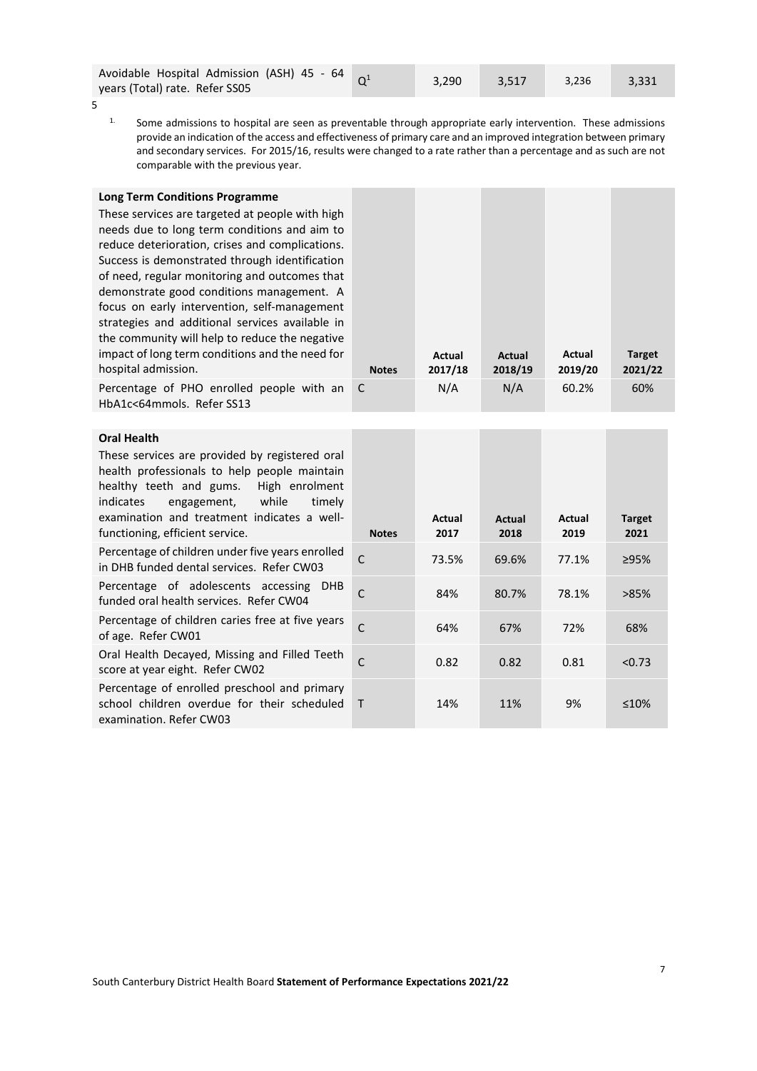| Avoidable Hospital Admission (ASH) 45 - 64 years (Total) rate. Refer SS05 | Q[1] | 3,290 | 3,517 | 3,236 | 3,331 |
|---|---|---|---|---|---|

5

1. Some admissions to hospital are seen as preventable through appropriate early intervention. These admissions provide an indication of the access and effectiveness of primary care and an improved integration between primary and secondary services. For 2015/16, results were changed to a rate rather than a percentage and as such are not comparable with the previous year.

| **Long Term Conditions Programme**<br>These services are targeted at people with high needs due to long term conditions and aim to reduce deterioration, crises and complications. Success is demonstrated through identification of need, regular monitoring and outcomes that demonstrate good conditions management. A focus on early intervention, self-management strategies and additional services available in the community will help to reduce the negative impact of long term conditions and the need for hospital admission. | **Notes** | **Actual 2017/18** | **Actual 2018/19** | **Actual 2019/20** | **Target 2021/22** |
|---|---|---|---|---|---|
| Percentage of PHO enrolled people with an HbA1c<64mmols. Refer SS13 | C | N/A | N/A | 60.2% | 60% |

| **Oral Health**<br>These services are provided by registered oral health professionals to help people maintain healthy teeth and gums. High enrolment indicates engagement, while timely examination and treatment indicates a well-functioning, efficient service. | **Notes** | **Actual 2017** | **Actual 2018** | **Actual 2019** | **Target 2021** |
|---|---|---|---|---|---|
| Percentage of children under five years enrolled in DHB funded dental services. Refer CW03 | C | 73.5% | 69.6% | 77.1% | ≥95% |
| Percentage of adolescents accessing DHB funded oral health services. Refer CW04 | C | 84% | 80.7% | 78.1% | >85% |
| Percentage of children caries free at five years of age. Refer CW01 | C | 64% | 67% | 72% | 68% |
| Oral Health Decayed, Missing and Filled Teeth score at year eight. Refer CW02 | C | 0.82 | 0.82 | 0.81 | <0.73 |
| Percentage of enrolled preschool and primary school children overdue for their scheduled examination. Refer CW03 | T | 14% | 11% | 9% | ≤10% |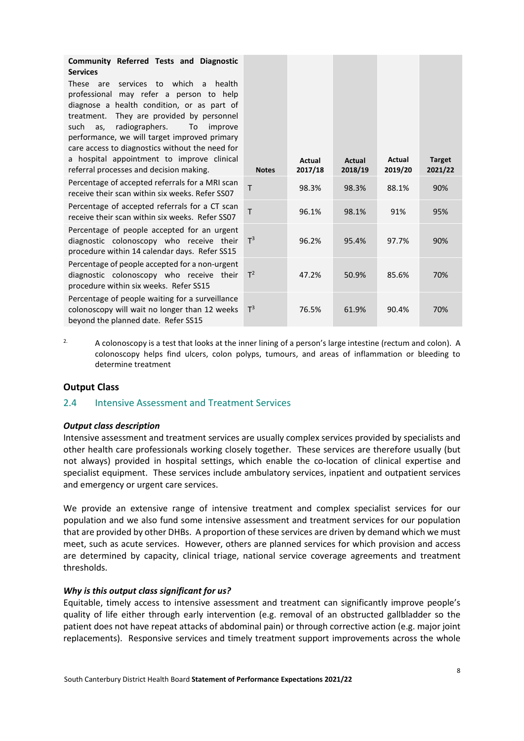| **Community Referred Tests and Diagnostic Services** These are services to which a health professional may refer a person to help diagnose a health condition, or as part of treatment. They are provided by personnel such as, radiographers. To improve performance, we will target improved primary care access to diagnostics without the need for a hospital appointment to improve clinical referral processes and decision making. | **Notes** | **Actual 2017/18** | **Actual 2018/19** | **Actual 2019/20** | **Target 2021/22** |
|---|---|---|---|---|---|
| Percentage of accepted referrals for a MRI scan receive their scan within six weeks. Refer SS07 | T | 98.3% | 98.3% | 88.1% | 90% |
| Percentage of accepted referrals for a CT scan receive their scan within six weeks. Refer SS07 | T | 96.1% | 98.1% | 91% | 95% |
| Percentage of people accepted for an urgent diagnostic colonoscopy who receive their procedure within 14 calendar days. Refer SS15 | T[3] | 96.2% | 95.4% | 97.7% | 90% |
| Percentage of people accepted for a non-urgent diagnostic colonoscopy who receive their procedure within six weeks. Refer SS15 | T[2] | 47.2% | 50.9% | 85.6% | 70% |
| Percentage of people waiting for a surveillance colonoscopy will wait no longer than 12 weeks beyond the planned date. Refer SS15 | T[3] | 76.5% | 61.9% | 90.4% | 70% |

[2] A colonoscopy is a test that looks at the inner lining of a person's large intestine (rectum and colon). A colonoscopy helps find ulcers, colon polyps, tumours, and areas of inflammation or bleeding to determine treatment

### Output Class

## 2.4 Intensive Assessment and Treatment Services

***Output class description***

Intensive assessment and treatment services are usually complex services provided by specialists and other health care professionals working closely together. These services are therefore usually (but not always) provided in hospital settings, which enable the co-location of clinical expertise and specialist equipment. These services include ambulatory services, inpatient and outpatient services and emergency or urgent care services.

We provide an extensive range of intensive treatment and complex specialist services for our population and we also fund some intensive assessment and treatment services for our population that are provided by other DHBs. A proportion of these services are driven by demand which we must meet, such as acute services. However, others are planned services for which provision and access are determined by capacity, clinical triage, national service coverage agreements and treatment thresholds.

***Why is this output class significant for us?***

Equitable, timely access to intensive assessment and treatment can significantly improve people's quality of life either through early intervention (e.g. removal of an obstructed gallbladder so the patient does not have repeat attacks of abdominal pain) or through corrective action (e.g. major joint replacements). Responsive services and timely treatment support improvements across the whole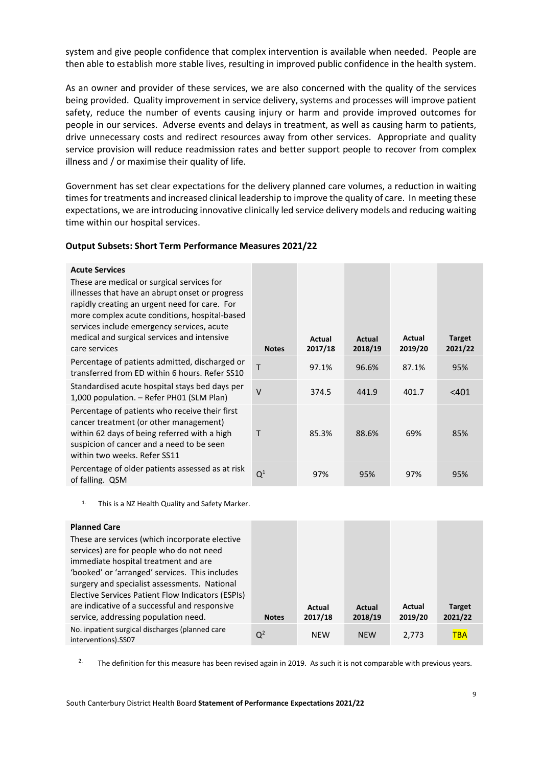system and give people confidence that complex intervention is available when needed. People are then able to establish more stable lives, resulting in improved public confidence in the health system.

As an owner and provider of these services, we are also concerned with the quality of the services being provided. Quality improvement in service delivery, systems and processes will improve patient safety, reduce the number of events causing injury or harm and provide improved outcomes for people in our services. Adverse events and delays in treatment, as well as causing harm to patients, drive unnecessary costs and redirect resources away from other services. Appropriate and quality service provision will reduce readmission rates and better support people to recover from complex illness and / or maximise their quality of life.

Government has set clear expectations for the delivery planned care volumes, a reduction in waiting times for treatments and increased clinical leadership to improve the quality of care. In meeting these expectations, we are introducing innovative clinically led service delivery models and reducing waiting time within our hospital services.

### Output Subsets: Short Term Performance Measures 2021/22

| **Acute Services** These are medical or surgical services for illnesses that have an abrupt onset or progress rapidly creating an urgent need for care. For more complex acute conditions, hospital-based services include emergency services, acute medical and surgical services and intensive care services | **Notes** | **Actual 2017/18** | **Actual 2018/19** | **Actual 2019/20** | **Target 2021/22** |
|---|---|---|---|---|---|
| Percentage of patients admitted, discharged or transferred from ED within 6 hours. Refer SS10 | T | 97.1% | 96.6% | 87.1% | 95% |
| Standardised acute hospital stays bed days per 1,000 population. – Refer PH01 (SLM Plan) | V | 374.5 | 441.9 | 401.7 | <401 |
| Percentage of patients who receive their first cancer treatment (or other management) within 62 days of being referred with a high suspicion of cancer and a need to be seen within two weeks. Refer SS11 | T | 85.3% | 88.6% | 69% | 85% |
| Percentage of older patients assessed as at risk of falling. QSM | Q[1] | 97% | 95% | 97% | 95% |

1. This is a NZ Health Quality and Safety Marker.

| **Planned Care** These are services (which incorporate elective services) are for people who do not need immediate hospital treatment and are 'booked' or 'arranged' services. This includes surgery and specialist assessments. National Elective Services Patient Flow Indicators (ESPIs) are indicative of a successful and responsive service, addressing population need. | **Notes** | **Actual 2017/18** | **Actual 2018/19** | **Actual 2019/20** | **Target 2021/22** |
|---|---|---|---|---|---|
| No. inpatient surgical discharges (planned care interventions).SS07 | Q[2] | NEW | NEW | 2,773 | TBA |

2. The definition for this measure has been revised again in 2019. As such it is not comparable with previous years.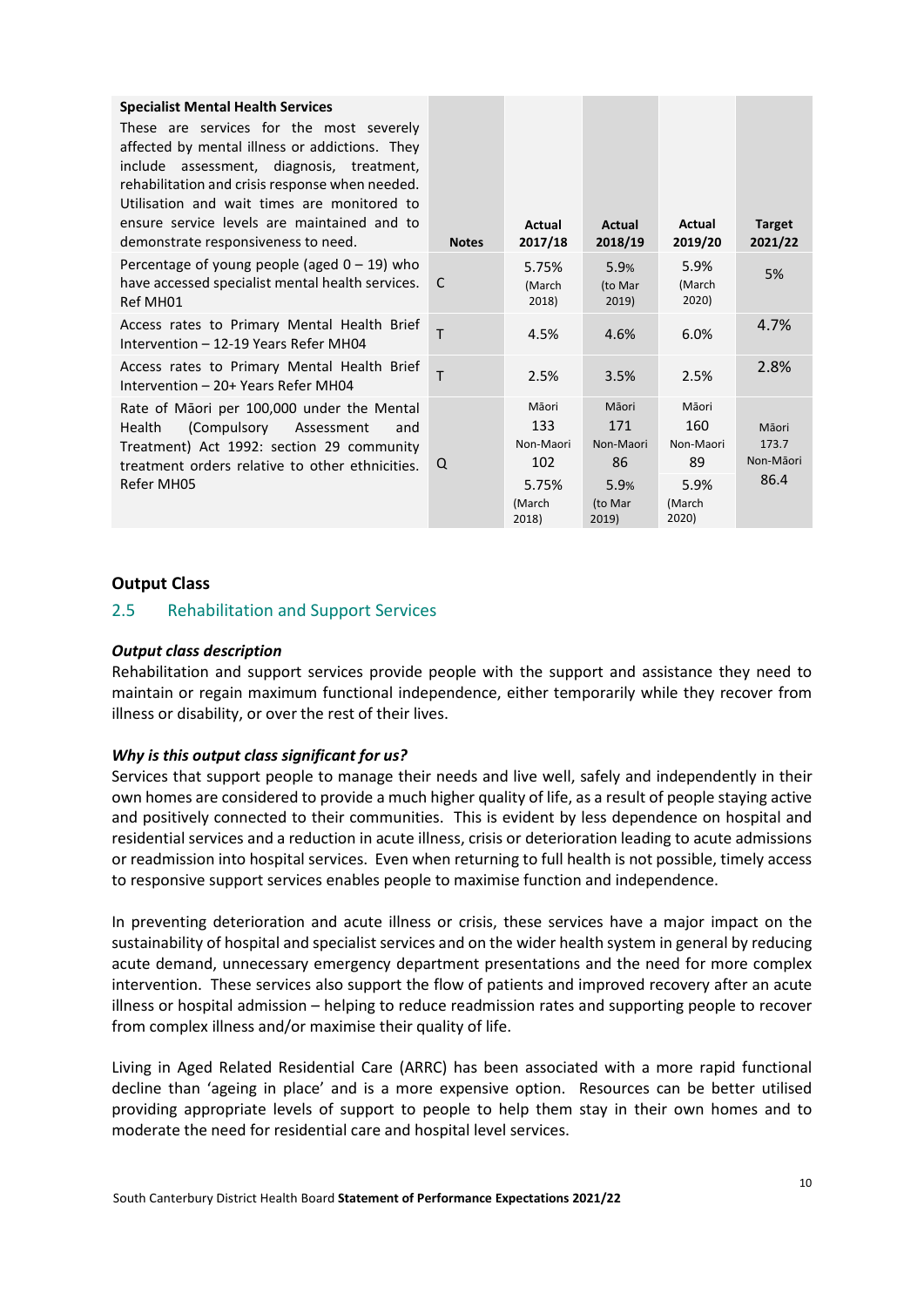| **Specialist Mental Health Services** These are services for the most severely affected by mental illness or addictions. They include assessment, diagnosis, treatment, rehabilitation and crisis response when needed. Utilisation and wait times are monitored to ensure service levels are maintained and to demonstrate responsiveness to need. | Notes | Actual 2017/18 | Actual 2018/19 | Actual 2019/20 | Target 2021/22 |
|---|---|---|---|---|---|
| Percentage of young people (aged 0 – 19) who have accessed specialist mental health services. Ref MH01 | C | 5.75% (March 2018) | 5.9% (to Mar 2019) | 5.9% (March 2020) | 5% |
| Access rates to Primary Mental Health Brief Intervention – 12-19 Years Refer MH04 | T | 4.5% | 4.6% | 6.0% | 4.7% |
| Access rates to Primary Mental Health Brief Intervention – 20+ Years Refer MH04 | T | 2.5% | 3.5% | 2.5% | 2.8% |
| Rate of Māori per 100,000 under the Mental Health (Compulsory Assessment and Treatment) Act 1992: section 29 community treatment orders relative to other ethnicities. Refer MH05 | Q | Māori 133 Non-Maori 102 5.75% (March 2018) | Māori 171 Non-Maori 86 5.9% (to Mar 2019) | Māori 160 Non-Maori 89 5.9% (March 2020) | Māori 173.7 Non-Māori 86.4 |

## Output Class

### 2.5 Rehabilitation and Support Services

***Output class description***

Rehabilitation and support services provide people with the support and assistance they need to maintain or regain maximum functional independence, either temporarily while they recover from illness or disability, or over the rest of their lives.

***Why is this output class significant for us?***

Services that support people to manage their needs and live well, safely and independently in their own homes are considered to provide a much higher quality of life, as a result of people staying active and positively connected to their communities. This is evident by less dependence on hospital and residential services and a reduction in acute illness, crisis or deterioration leading to acute admissions or readmission into hospital services. Even when returning to full health is not possible, timely access to responsive support services enables people to maximise function and independence.

In preventing deterioration and acute illness or crisis, these services have a major impact on the sustainability of hospital and specialist services and on the wider health system in general by reducing acute demand, unnecessary emergency department presentations and the need for more complex intervention. These services also support the flow of patients and improved recovery after an acute illness or hospital admission – helping to reduce readmission rates and supporting people to recover from complex illness and/or maximise their quality of life.

Living in Aged Related Residential Care (ARRC) has been associated with a more rapid functional decline than 'ageing in place' and is a more expensive option. Resources can be better utilised providing appropriate levels of support to people to help them stay in their own homes and to moderate the need for residential care and hospital level services.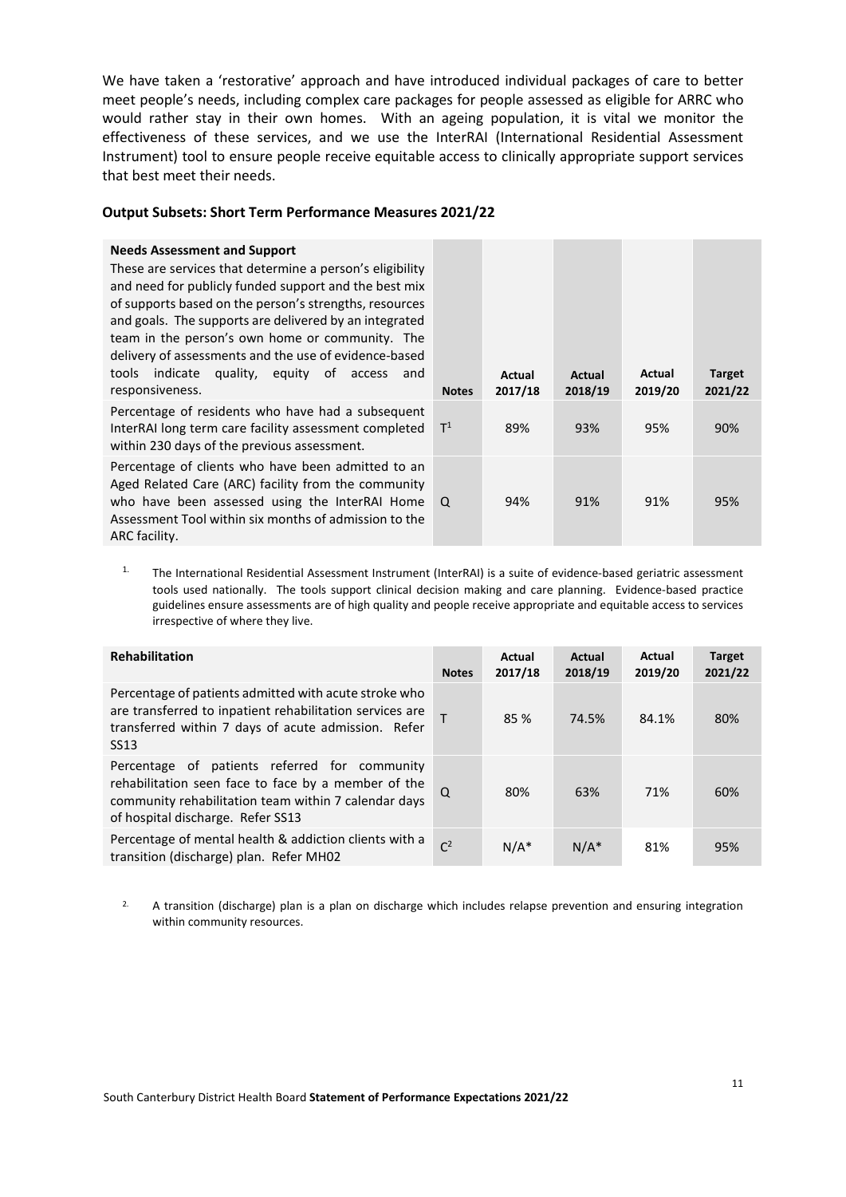We have taken a 'restorative' approach and have introduced individual packages of care to better meet people's needs, including complex care packages for people assessed as eligible for ARRC who would rather stay in their own homes. With an ageing population, it is vital we monitor the effectiveness of these services, and we use the InterRAI (International Residential Assessment Instrument) tool to ensure people receive equitable access to clinically appropriate support services that best meet their needs.

### Output Subsets: Short Term Performance Measures 2021/22

| **Needs Assessment and Support**<br>These are services that determine a person's eligibility and need for publicly funded support and the best mix of supports based on the person's strengths, resources and goals. The supports are delivered by an integrated team in the person's own home or community. The delivery of assessments and the use of evidence-based tools indicate quality, equity of access and responsiveness. | **Notes** | **Actual 2017/18** | **Actual 2018/19** | **Actual 2019/20** | **Target 2021/22** |
|---|---|---|---|---|---|
| Percentage of residents who have had a subsequent InterRAI long term care facility assessment completed within 230 days of the previous assessment. | T[1] | 89% | 93% | 95% | 90% |
| Percentage of clients who have been admitted to an Aged Related Care (ARC) facility from the community who have been assessed using the InterRAI Home Assessment Tool within six months of admission to the ARC facility. | Q | 94% | 91% | 91% | 95% |

1. The International Residential Assessment Instrument (InterRAI) is a suite of evidence-based geriatric assessment tools used nationally. The tools support clinical decision making and care planning. Evidence-based practice guidelines ensure assessments are of high quality and people receive appropriate and equitable access to services irrespective of where they live.

| **Rehabilitation** | **Notes** | **Actual 2017/18** | **Actual 2018/19** | **Actual 2019/20** | **Target 2021/22** |
|---|---|---|---|---|---|
| Percentage of patients admitted with acute stroke who are transferred to inpatient rehabilitation services are transferred within 7 days of acute admission. Refer SS13 | T | 85 % | 74.5% | 84.1% | 80% |
| Percentage of patients referred for community rehabilitation seen face to face by a member of the community rehabilitation team within 7 calendar days of hospital discharge. Refer SS13 | Q | 80% | 63% | 71% | 60% |
| Percentage of mental health & addiction clients with a transition (discharge) plan. Refer MH02 | C[2] | N/A* | N/A* | 81% | 95% |

2. A transition (discharge) plan is a plan on discharge which includes relapse prevention and ensuring integration within community resources.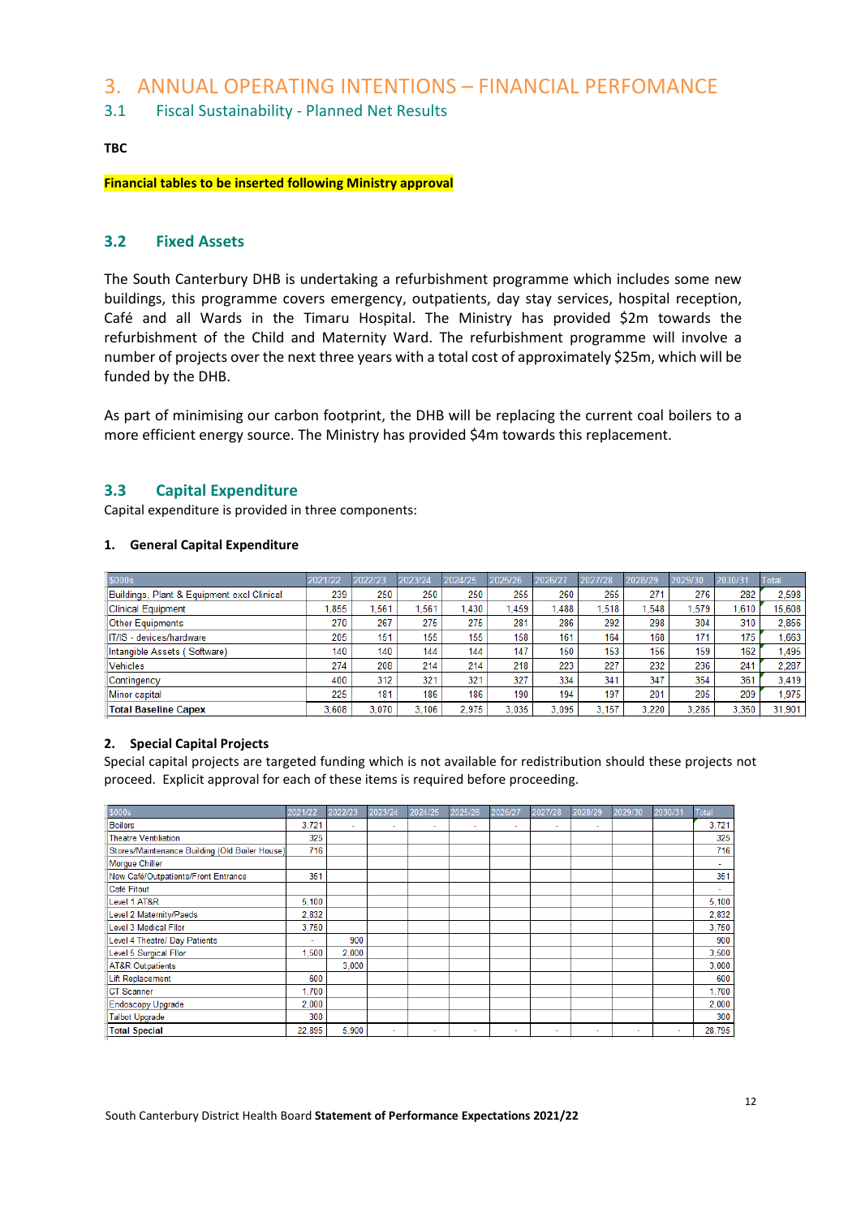# 3. ANNUAL OPERATING INTENTIONS – FINANCIAL PERFOMANCE

## 3.1 Fiscal Sustainability - Planned Net Results

**TBC**

**Financial tables to be inserted following Ministry approval**

## 3.2 Fixed Assets

The South Canterbury DHB is undertaking a refurbishment programme which includes some new buildings, this programme covers emergency, outpatients, day stay services, hospital reception, Café and all Wards in the Timaru Hospital. The Ministry has provided $2m towards the refurbishment of the Child and Maternity Ward. The refurbishment programme will involve a number of projects over the next three years with a total cost of approximately $25m, which will be funded by the DHB.

As part of minimising our carbon footprint, the DHB will be replacing the current coal boilers to a more efficient energy source. The Ministry has provided $4m towards this replacement.

## 3.3 Capital Expenditure

Capital expenditure is provided in three components:

### 1. General Capital Expenditure

| $000s | 2021/22 | 2022/23 | 2023/24 | 2024/25 | 2025/26 | 2026/27 | 2027/28 | 2028/29 | 2029/30 | 2030/31 | Total |
|---|---|---|---|---|---|---|---|---|---|---|---|
| Buildings, Plant & Equipment excl Clinical | 239 | 250 | 250 | 250 | 255 | 260 | 265 | 271 | 276 | 282 | 2,598 |
| Clinical Equipment | 1,855 | 1,561 | 1,561 | 1,430 | 1,459 | 1,488 | 1,518 | 1,548 | 1,579 | 1,610 | 15,608 |
| Other Equipments | 270 | 267 | 275 | 275 | 281 | 286 | 292 | 298 | 304 | 310 | 2,856 |
| IT/IS - devices/hardware | 205 | 151 | 155 | 155 | 158 | 161 | 164 | 168 | 171 | 175 | 1,663 |
| Intangible Assets ( Software) | 140 | 140 | 144 | 144 | 147 | 150 | 153 | 156 | 159 | 162 | 1,495 |
| Vehicles | 274 | 208 | 214 | 214 | 218 | 223 | 227 | 232 | 236 | 241 | 2,287 |
| Contingency | 400 | 312 | 321 | 321 | 327 | 334 | 341 | 347 | 354 | 361 | 3,419 |
| Minor capital | 225 | 181 | 186 | 186 | 190 | 194 | 197 | 201 | 205 | 209 | 1,975 |
| **Total Baseline Capex** | 3,608 | 3,070 | 3,106 | 2,975 | 3,035 | 3,095 | 3,157 | 3,220 | 3,285 | 3,350 | 31,901 |

### 2. Special Capital Projects

Special capital projects are targeted funding which is not available for redistribution should these projects not proceed. Explicit approval for each of these items is required before proceeding.

| $000s | 2021/22 | 2022/23 | 2023/24 | 2024/25 | 2025/26 | 2026/27 | 2027/28 | 2028/29 | 2029/30 | 2030/31 | Total |
|---|---|---|---|---|---|---|---|---|---|---|---|
| Boilers | 3,721 | - | - | - | - | - | - | - | | | 3,721 |
| Theatre Ventiliation | 325 | | | | | | | | | | 325 |
| Stores/Maintenance Building (Old Boiler House) | 716 | | | | | | | | | | 716 |
| Morgue Chiller | | | | | | | | | | | - |
| New Café/Outpatients/Front Entrance | 351 | | | | | | | | | | 351 |
| Café Fitout | | | | | | | | | | | - |
| Level 1 AT&R | 5,100 | | | | | | | | | | 5,100 |
| Level 2 Maternity/Paeds | 2,832 | | | | | | | | | | 2,832 |
| Level 3 Medical Fllor | 3,750 | | | | | | | | | | 3,750 |
| Level 4 Theatre/ Day Patients | - | 900 | | | | | | | | | 900 |
| Level 5 Surgical Fllor | 1,500 | 2,000 | | | | | | | | | 3,500 |
| AT&R Outpatients | | 3,000 | | | | | | | | | 3,000 |
| Lift Replacement | 600 | | | | | | | | | | 600 |
| CT Scanner | 1,700 | | | | | | | | | | 1,700 |
| Endoscopy Upgrade | 2,000 | | | | | | | | | | 2,000 |
| Talbot Upgrade | 300 | | | | | | | | | | 300 |
| **Total Special** | 22,895 | 5,900 | - | - | - | - | - | - | - | - | 28,795 |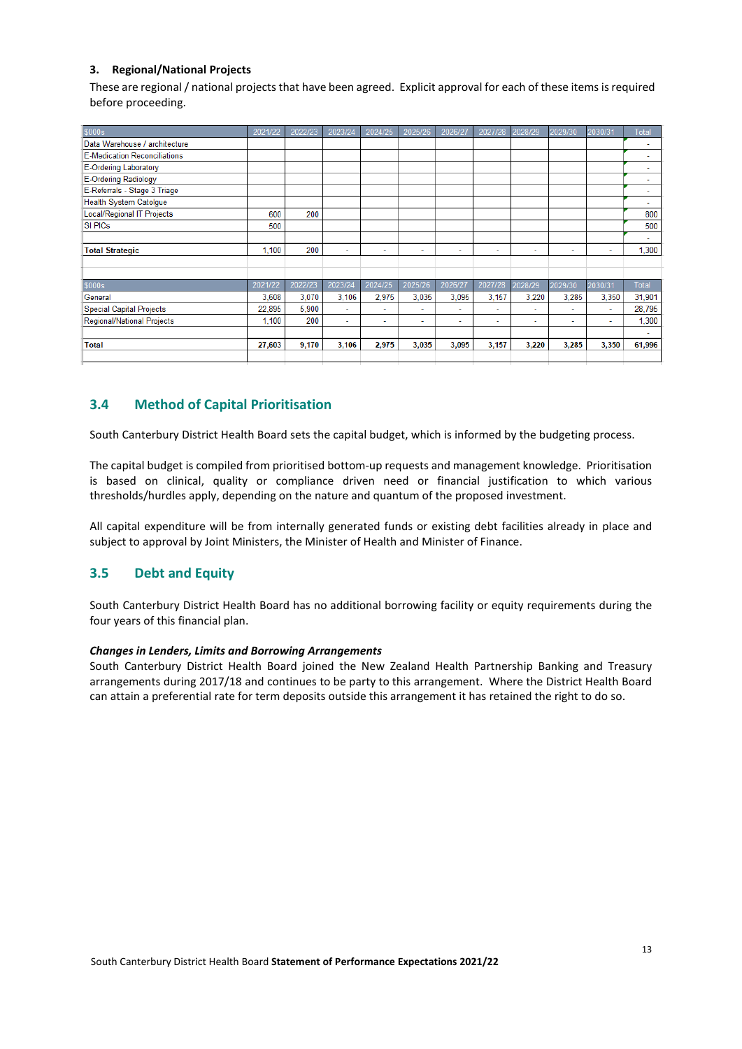**3. Regional/National Projects**

These are regional / national projects that have been agreed. Explicit approval for each of these items is required before proceeding.

| $000s | 2021/22 | 2022/23 | 2023/24 | 2024/25 | 2025/26 | 2026/27 | 2027/28 | 2028/29 | 2029/30 | 2030/31 | Total |
|---|---|---|---|---|---|---|---|---|---|---|---|
| Data Warehouse / architecture | | | | | | | | | | | - |
| E-Medication Reconciliations | | | | | | | | | | | - |
| E-Ordering Laboratory | | | | | | | | | | | - |
| E-Ordering Radiology | | | | | | | | | | | - |
| E-Referrals - Stage 3 Triage | | | | | | | | | | | - |
| Health System Catolgue | | | | | | | | | | | - |
| Local/Regional IT Projects | 600 | 200 | | | | | | | | | 800 |
| SI PICs | 500 | | | | | | | | | | 500 |
| | | | | | | | | | | | - |
| **Total Strategic** | 1,100 | 200 | - | - | - | - | - | - | - | - | 1,300 |

| $000s | 2021/22 | 2022/23 | 2023/24 | 2024/25 | 2025/26 | 2026/27 | 2027/28 | 2028/29 | 2029/30 | 2030/31 | Total |
|---|---|---|---|---|---|---|---|---|---|---|---|
| General | 3,608 | 3,070 | 3,106 | 2,975 | 3,035 | 3,095 | 3,157 | 3,220 | 3,285 | 3,350 | 31,901 |
| Special Capital Projects | 22,895 | 5,900 | - | - | - | - | - | - | - | - | 28,795 |
| Regional/National Projects | 1,100 | 200 | - | - | - | - | - | - | - | - | 1,300 |
| | | | | | | | | | | | - |
| **Total** | **27,603** | **9,170** | **3,106** | **2,975** | **3,035** | **3,095** | **3,157** | **3,220** | **3,285** | **3,350** | **61,996** |

## 3.4 Method of Capital Prioritisation

South Canterbury District Health Board sets the capital budget, which is informed by the budgeting process.

The capital budget is compiled from prioritised bottom-up requests and management knowledge. Prioritisation is based on clinical, quality or compliance driven need or financial justification to which various thresholds/hurdles apply, depending on the nature and quantum of the proposed investment.

All capital expenditure will be from internally generated funds or existing debt facilities already in place and subject to approval by Joint Ministers, the Minister of Health and Minister of Finance.

## 3.5 Debt and Equity

South Canterbury District Health Board has no additional borrowing facility or equity requirements during the four years of this financial plan.

***Changes in Lenders, Limits and Borrowing Arrangements***

South Canterbury District Health Board joined the New Zealand Health Partnership Banking and Treasury arrangements during 2017/18 and continues to be party to this arrangement. Where the District Health Board can attain a preferential rate for term deposits outside this arrangement it has retained the right to do so.